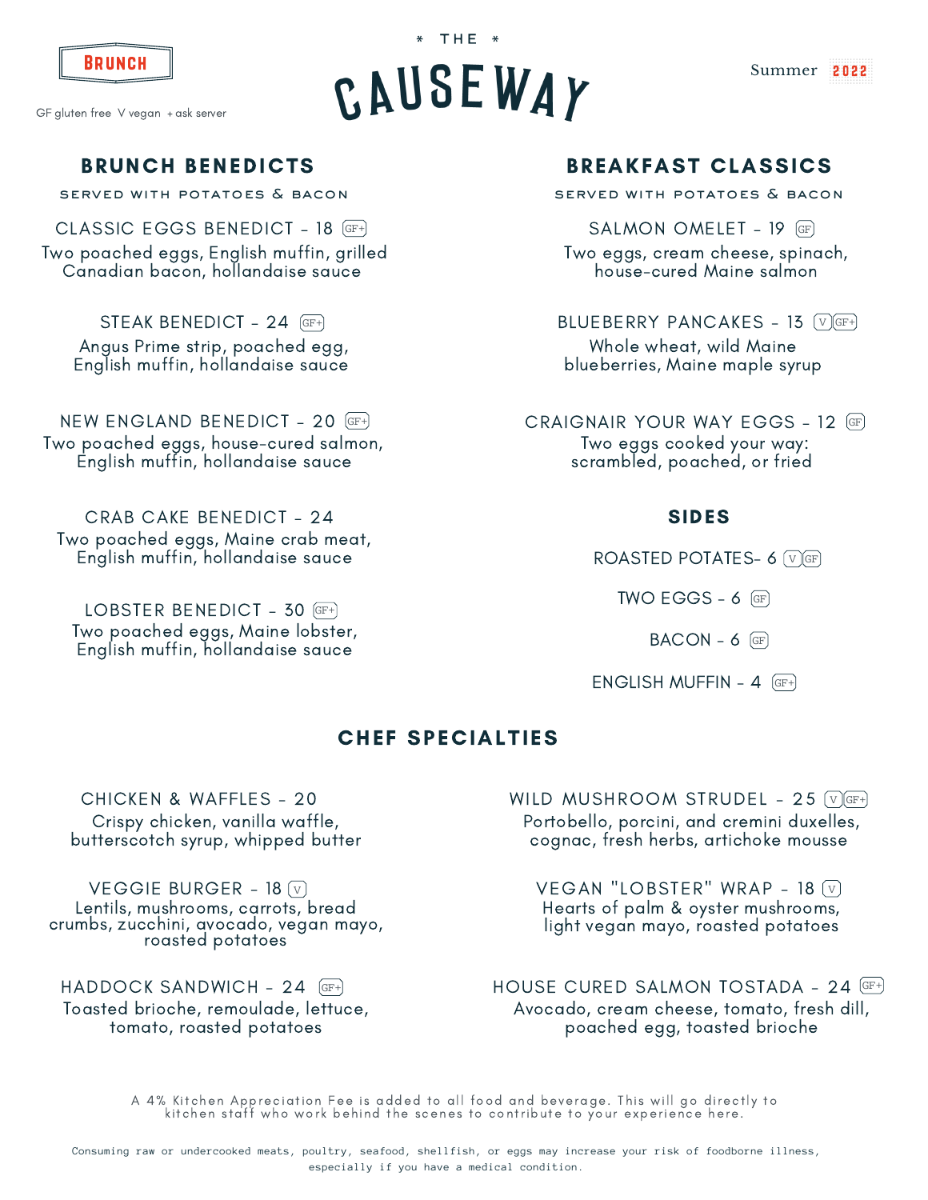# * THE * CAUSEWAY

BRUNCH

GF gluten free V vegan + ask server

Summer 2022

## BRUNCH BENEDICTS

SERVED WITH POTATOES & BACON

CLASSIC EGGS BENEDICT - 18 GF+
Two poached eggs, English muffin, grilled Canadian bacon, hollandaise sauce

STEAK BENEDICT - 24 GF+
Angus Prime strip, poached egg, English muffin, hollandaise sauce

NEW ENGLAND BENEDICT - 20 GF+
Two poached eggs, house-cured salmon, English muffin, hollandaise sauce

CRAB CAKE BENEDICT - 24
Two poached eggs, Maine crab meat, English muffin, hollandaise sauce

LOBSTER BENEDICT - 30 GF+
Two poached eggs, Maine lobster, English muffin, hollandaise sauce

## BREAKFAST CLASSICS

SERVED WITH POTATOES & BACON

SALMON OMELET - 19 GF
Two eggs, cream cheese, spinach, house-cured Maine salmon

BLUEBERRY PANCAKES - 13 V GF+
Whole wheat, wild Maine blueberries, Maine maple syrup

CRAIGNAIR YOUR WAY EGGS - 12 GF
Two eggs cooked your way: scrambled, poached, or fried

## SIDES

ROASTED POTATES- 6 V GF

TWO EGGS - 6 GF

BACON - 6 GF

ENGLISH MUFFIN - 4 GF+

## CHEF SPECIALTIES

CHICKEN & WAFFLES - 20
Crispy chicken, vanilla waffle, butterscotch syrup, whipped butter

VEGGIE BURGER - 18 V
Lentils, mushrooms, carrots, bread crumbs, zucchini, avocado, vegan mayo, roasted potatoes

HADDOCK SANDWICH - 24 GF+
Toasted brioche, remoulade, lettuce, tomato, roasted potatoes

WILD MUSHROOM STRUDEL - 25 V GF+
Portobello, porcini, and cremini duxelles, cognac, fresh herbs, artichoke mousse

VEGAN "LOBSTER" WRAP - 18 V
Hearts of palm & oyster mushrooms, light vegan mayo, roasted potatoes

HOUSE CURED SALMON TOSTADA - 24 GF+
Avocado, cream cheese, tomato, fresh dill, poached egg, toasted brioche

A 4% Kitchen Appreciation Fee is added to all food and beverage. This will go directly to kitchen staff who work behind the scenes to contribute to your experience here.

Consuming raw or undercooked meats, poultry, seafood, shellfish, or eggs may increase your risk of foodborne illness, especially if you have a medical condition.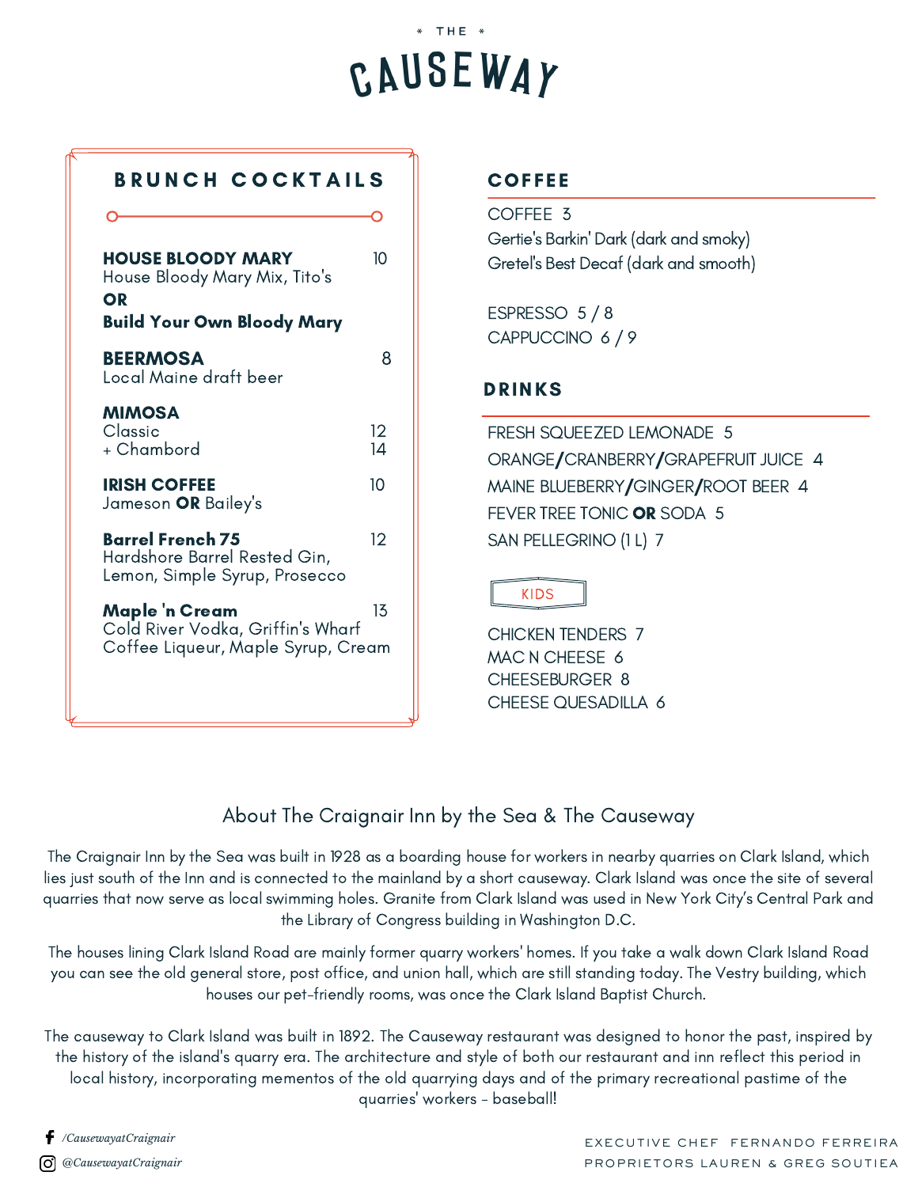\* THE \*

# CAUSEWAY

## BRUNCH COCKTAILS

**HOUSE BLOODY MARY** 10
House Bloody Mary Mix, Tito's
**OR**
**Build Your Own Bloody Mary**

**BEERMOSA** 8
Local Maine draft beer

**MIMOSA**
Classic 12
+ Chambord 14

**IRISH COFFEE** 10
Jameson **OR** Bailey's

**Barrel French 75** 12
Hardshore Barrel Rested Gin, Lemon, Simple Syrup, Prosecco

**Maple 'n Cream** 13
Cold River Vodka, Griffin's Wharf Coffee Liqueur, Maple Syrup, Cream

## COFFEE

COFFEE 3
Gertie's Barkin' Dark (dark and smoky)
Gretel's Best Decaf (dark and smooth)

ESPRESSO 5 / 8
CAPPUCCINO 6 / 9

## DRINKS

FRESH SQUEEZED LEMONADE 5
ORANGE/CRANBERRY/GRAPEFRUIT JUICE 4
MAINE BLUEBERRY/GINGER/ROOT BEER 4
FEVER TREE TONIC **OR** SODA 5
SAN PELLEGRINO (1 L) 7

## KIDS

CHICKEN TENDERS 7
MAC N CHEESE 6
CHEESEBURGER 8
CHEESE QUESADILLA 6

## About The Craignair Inn by the Sea & The Causeway

The Craignair Inn by the Sea was built in 1928 as a boarding house for workers in nearby quarries on Clark Island, which lies just south of the Inn and is connected to the mainland by a short causeway. Clark Island was once the site of several quarries that now serve as local swimming holes. Granite from Clark Island was used in New York City's Central Park and the Library of Congress building in Washington D.C.

The houses lining Clark Island Road are mainly former quarry workers' homes. If you take a walk down Clark Island Road you can see the old general store, post office, and union hall, which are still standing today. The Vestry building, which houses our pet-friendly rooms, was once the Clark Island Baptist Church.

The causeway to Clark Island was built in 1892. The Causeway restaurant was designed to honor the past, inspired by the history of the island's quarry era. The architecture and style of both our restaurant and inn reflect this period in local history, incorporating mementos of the old quarrying days and of the primary recreational pastime of the quarries' workers - baseball!

*/CausewayatCraignair*
*@CausewayatCraignair*

EXECUTIVE CHEF FERNANDO FERREIRA
PROPRIETORS LAUREN & GREG SOUTIEA